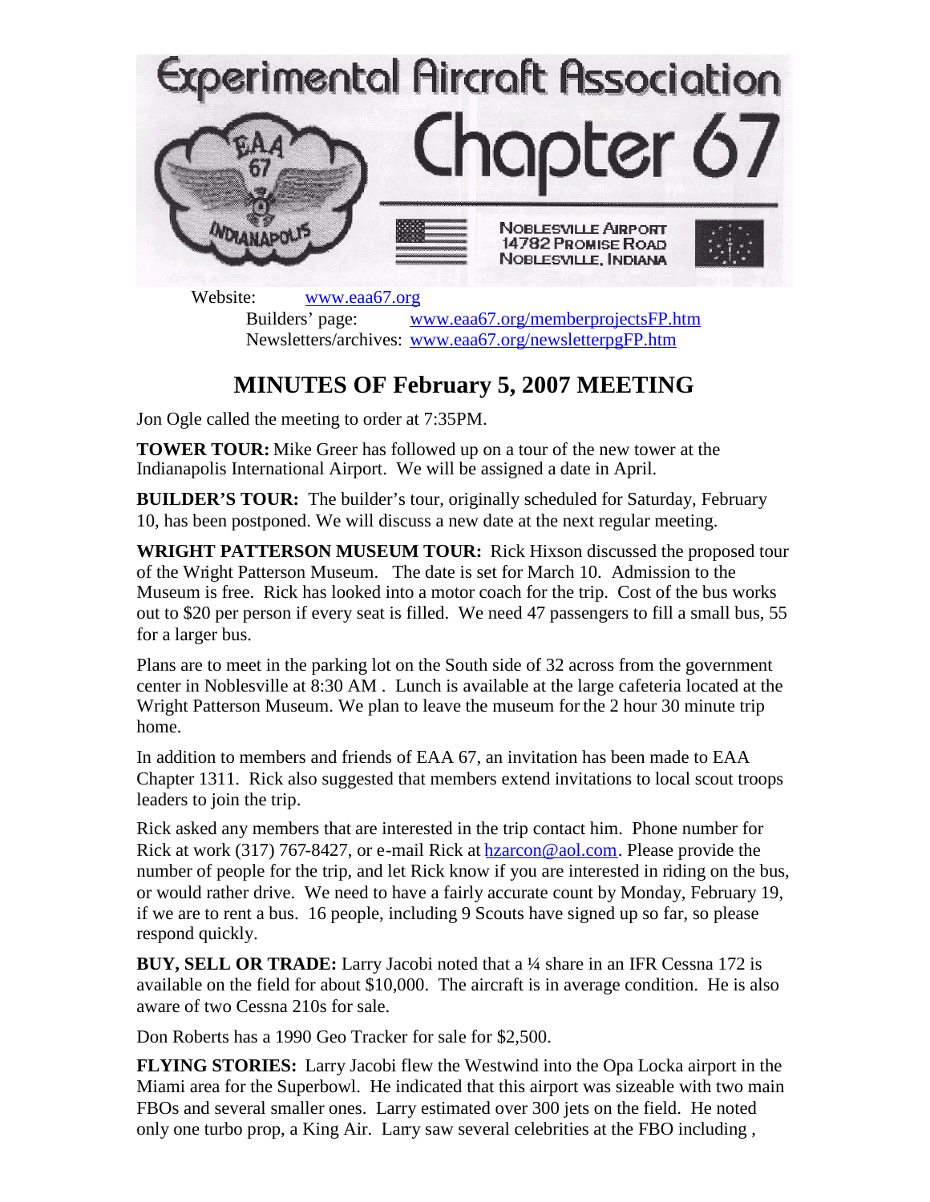# Experimental Aircraft Association Chapter 67

EAA 67 INDIANAPOLIS

NOBLESVILLE AIRPORT
14782 PROMISE ROAD
NOBLESVILLE, INDIANA

Website: www.eaa67.org
Builders' page: www.eaa67.org/memberprojectsFP.htm
Newsletters/archives: www.eaa67.org/newsletterpgFP.htm

## MINUTES OF February 5, 2007 MEETING

Jon Ogle called the meeting to order at 7:35PM.

**TOWER TOUR:** Mike Greer has followed up on a tour of the new tower at the Indianapolis International Airport. We will be assigned a date in April.

**BUILDER'S TOUR:** The builder's tour, originally scheduled for Saturday, February 10, has been postponed. We will discuss a new date at the next regular meeting.

**WRIGHT PATTERSON MUSEUM TOUR:** Rick Hixson discussed the proposed tour of the Wright Patterson Museum. The date is set for March 10. Admission to the Museum is free. Rick has looked into a motor coach for the trip. Cost of the bus works out to $20 per person if every seat is filled. We need 47 passengers to fill a small bus, 55 for a larger bus.

Plans are to meet in the parking lot on the South side of 32 across from the government center in Noblesville at 8:30 AM . Lunch is available at the large cafeteria located at the Wright Patterson Museum. We plan to leave the museum for the 2 hour 30 minute trip home.

In addition to members and friends of EAA 67, an invitation has been made to EAA Chapter 1311. Rick also suggested that members extend invitations to local scout troops leaders to join the trip.

Rick asked any members that are interested in the trip contact him. Phone number for Rick at work (317) 767-8427, or e-mail Rick at hzarcon@aol.com. Please provide the number of people for the trip, and let Rick know if you are interested in riding on the bus, or would rather drive. We need to have a fairly accurate count by Monday, February 19, if we are to rent a bus. 16 people, including 9 Scouts have signed up so far, so please respond quickly.

**BUY, SELL OR TRADE:** Larry Jacobi noted that a ¼ share in an IFR Cessna 172 is available on the field for about $10,000. The aircraft is in average condition. He is also aware of two Cessna 210s for sale.

Don Roberts has a 1990 Geo Tracker for sale for $2,500.

**FLYING STORIES:** Larry Jacobi flew the Westwind into the Opa Locka airport in the Miami area for the Superbowl. He indicated that this airport was sizeable with two main FBOs and several smaller ones. Larry estimated over 300 jets on the field. He noted only one turbo prop, a King Air. Larry saw several celebrities at the FBO including ,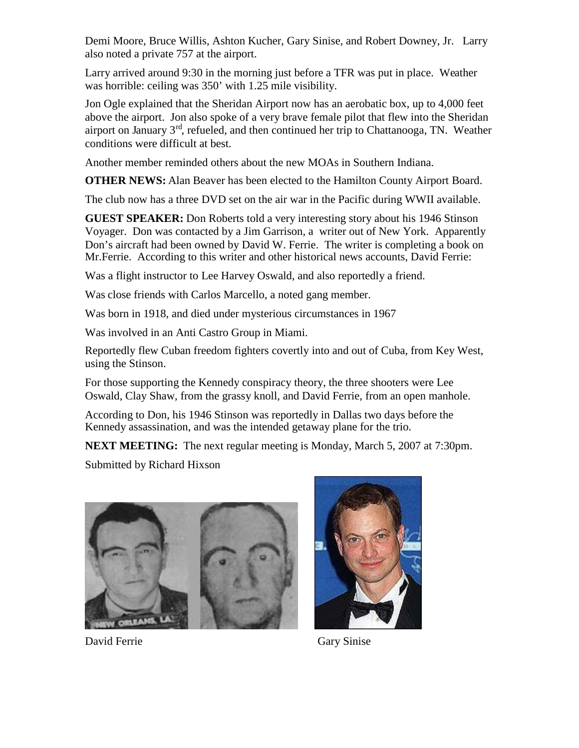Demi Moore, Bruce Willis, Ashton Kucher, Gary Sinise, and Robert Downey, Jr. Larry also noted a private 757 at the airport.

Larry arrived around 9:30 in the morning just before a TFR was put in place. Weather was horrible: ceiling was 350' with 1.25 mile visibility.

Jon Ogle explained that the Sheridan Airport now has an aerobatic box, up to 4,000 feet above the airport. Jon also spoke of a very brave female pilot that flew into the Sheridan airport on January 3rd, refueled, and then continued her trip to Chattanooga, TN. Weather conditions were difficult at best.

Another member reminded others about the new MOAs in Southern Indiana.

**OTHER NEWS:** Alan Beaver has been elected to the Hamilton County Airport Board.

The club now has a three DVD set on the air war in the Pacific during WWII available.

**GUEST SPEAKER:** Don Roberts told a very interesting story about his 1946 Stinson Voyager. Don was contacted by a Jim Garrison, a writer out of New York. Apparently Don's aircraft had been owned by David W. Ferrie. The writer is completing a book on Mr.Ferrie. According to this writer and other historical news accounts, David Ferrie:

Was a flight instructor to Lee Harvey Oswald, and also reportedly a friend.

Was close friends with Carlos Marcello, a noted gang member.

Was born in 1918, and died under mysterious circumstances in 1967

Was involved in an Anti Castro Group in Miami.

Reportedly flew Cuban freedom fighters covertly into and out of Cuba, from Key West, using the Stinson.

For those supporting the Kennedy conspiracy theory, the three shooters were Lee Oswald, Clay Shaw, from the grassy knoll, and David Ferrie, from an open manhole.

According to Don, his 1946 Stinson was reportedly in Dallas two days before the Kennedy assassination, and was the intended getaway plane for the trio.

**NEXT MEETING:** The next regular meeting is Monday, March 5, 2007 at 7:30pm.

Submitted by Richard Hixson

David Ferrie

Gary Sinise